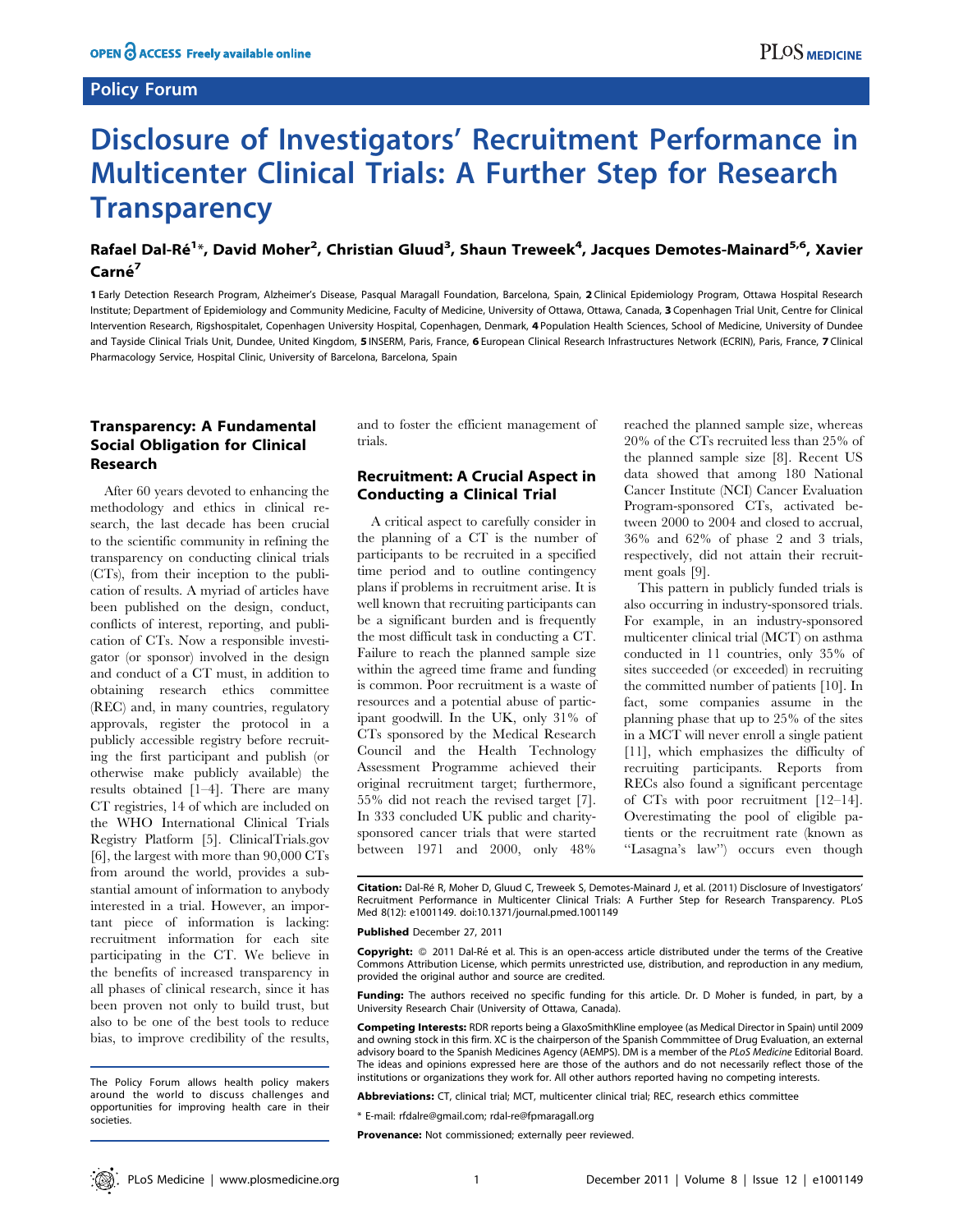Policy Forum

# Disclosure of Investigators' Recruitment Performance in Multicenter Clinical Trials: A Further Step for Research Transparency

**Rafael Dal-Ré[1]\*, David Moher[2], Christian Gluud[3], Shaun Treweek[4], Jacques Demotes-Mainard[5,6], Xavier Carné[7]**

1 Early Detection Research Program, Alzheimer's Disease, Pasqual Maragall Foundation, Barcelona, Spain, 2 Clinical Epidemiology Program, Ottawa Hospital Research Institute; Department of Epidemiology and Community Medicine, Faculty of Medicine, University of Ottawa, Ottawa, Canada, 3 Copenhagen Trial Unit, Centre for Clinical Intervention Research, Rigshospitalet, Copenhagen University Hospital, Copenhagen, Denmark, 4 Population Health Sciences, School of Medicine, University of Dundee and Tayside Clinical Trials Unit, Dundee, United Kingdom, 5 INSERM, Paris, France, 6 European Clinical Research Infrastructures Network (ECRIN), Paris, France, 7 Clinical Pharmacology Service, Hospital Clinic, University of Barcelona, Barcelona, Spain

## Transparency: A Fundamental Social Obligation for Clinical Research

After 60 years devoted to enhancing the methodology and ethics in clinical research, the last decade has been crucial to the scientific community in refining the transparency on conducting clinical trials (CTs), from their inception to the publication of results. A myriad of articles have been published on the design, conduct, conflicts of interest, reporting, and publication of CTs. Now a responsible investigator (or sponsor) involved in the design and conduct of a CT must, in addition to obtaining research ethics committee (REC) and, in many countries, regulatory approvals, register the protocol in a publicly accessible registry before recruiting the first participant and publish (or otherwise make publicly available) the results obtained [1–4]. There are many CT registries, 14 of which are included on the WHO International Clinical Trials Registry Platform [5]. ClinicalTrials.gov [6], the largest with more than 90,000 CTs from around the world, provides a substantial amount of information to anybody interested in a trial. However, an important piece of information is lacking: recruitment information for each site participating in the CT. We believe in the benefits of increased transparency in all phases of clinical research, since it has been proven not only to build trust, but also to be one of the best tools to reduce bias, to improve credibility of the results, and to foster the efficient management of trials.

## Recruitment: A Crucial Aspect in Conducting a Clinical Trial

A critical aspect to carefully consider in the planning of a CT is the number of participants to be recruited in a specified time period and to outline contingency plans if problems in recruitment arise. It is well known that recruiting participants can be a significant burden and is frequently the most difficult task in conducting a CT. Failure to reach the planned sample size within the agreed time frame and funding is common. Poor recruitment is a waste of resources and a potential abuse of participant goodwill. In the UK, only 31% of CTs sponsored by the Medical Research Council and the Health Technology Assessment Programme achieved their original recruitment target; furthermore, 55% did not reach the revised target [7]. In 333 concluded UK public and charity-sponsored cancer trials that were started between 1971 and 2000, only 48% reached the planned sample size, whereas 20% of the CTs recruited less than 25% of the planned sample size [8]. Recent US data showed that among 180 National Cancer Institute (NCI) Cancer Evaluation Program-sponsored CTs, activated between 2000 to 2004 and closed to accrual, 36% and 62% of phase 2 and 3 trials, respectively, did not attain their recruitment goals [9].

This pattern in publicly funded trials is also occurring in industry-sponsored trials. For example, in an industry-sponsored multicenter clinical trial (MCT) on asthma conducted in 11 countries, only 35% of sites succeeded (or exceeded) in recruiting the committed number of patients [10]. In fact, some companies assume in the planning phase that up to 25% of the sites in a MCT will never enroll a single patient [11], which emphasizes the difficulty of recruiting participants. Reports from RECs also found a significant percentage of CTs with poor recruitment [12–14]. Overestimating the pool of eligible patients or the recruitment rate (known as "Lasagna's law") occurs even though

The Policy Forum allows health policy makers around the world to discuss challenges and opportunities for improving health care in their societies.

**Citation:** Dal-Ré R, Moher D, Gluud C, Treweek S, Demotes-Mainard J, et al. (2011) Disclosure of Investigators' Recruitment Performance in Multicenter Clinical Trials: A Further Step for Research Transparency. PLoS Med 8(12): e1001149. doi:10.1371/journal.pmed.1001149

**Published** December 27, 2011

**Copyright:** © 2011 Dal-Ré et al. This is an open-access article distributed under the terms of the Creative Commons Attribution License, which permits unrestricted use, distribution, and reproduction in any medium, provided the original author and source are credited.

**Funding:** The authors received no specific funding for this article. Dr. D Moher is funded, in part, by a University Research Chair (University of Ottawa, Canada).

**Competing Interests:** RDR reports being a GlaxoSmithKline employee (as Medical Director in Spain) until 2009 and owning stock in this firm. XC is the chairperson of the Spanish Commmittee of Drug Evaluation, an external advisory board to the Spanish Medicines Agency (AEMPS). DM is a member of the *PLoS Medicine* Editorial Board. The ideas and opinions expressed here are those of the authors and do not necessarily reflect those of the institutions or organizations they work for. All other authors reported having no competing interests.

**Abbreviations:** CT, clinical trial; MCT, multicenter clinical trial; REC, research ethics committee

\* E-mail: rfdalre@gmail.com; rdal-re@fpmaragall.org

**Provenance:** Not commissioned; externally peer reviewed.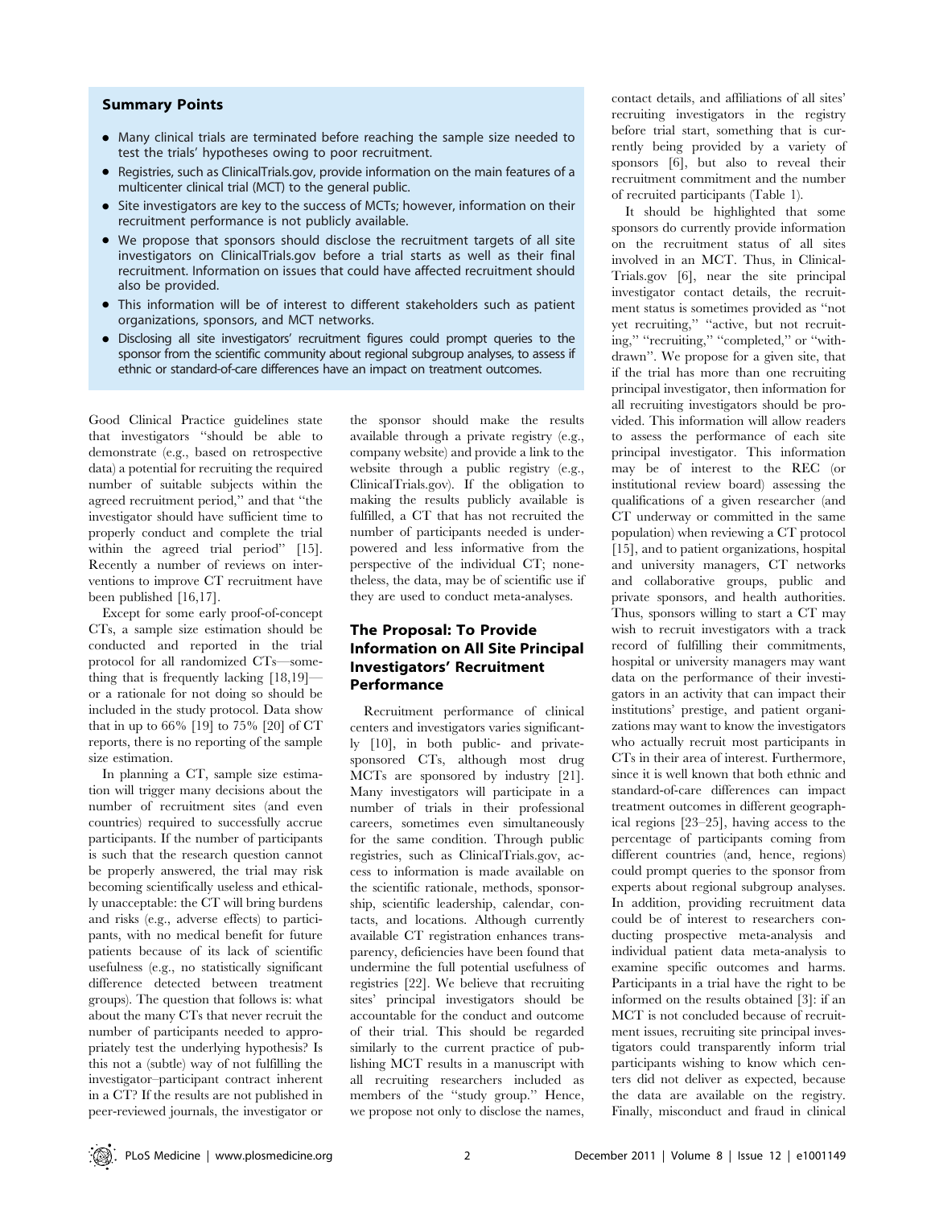### Summary Points

- Many clinical trials are terminated before reaching the sample size needed to test the trials' hypotheses owing to poor recruitment.
- Registries, such as ClinicalTrials.gov, provide information on the main features of a multicenter clinical trial (MCT) to the general public.
- Site investigators are key to the success of MCTs; however, information on their recruitment performance is not publicly available.
- We propose that sponsors should disclose the recruitment targets of all site investigators on ClinicalTrials.gov before a trial starts as well as their final recruitment. Information on issues that could have affected recruitment should also be provided.
- This information will be of interest to different stakeholders such as patient organizations, sponsors, and MCT networks.
- Disclosing all site investigators' recruitment figures could prompt queries to the sponsor from the scientific community about regional subgroup analyses, to assess if ethnic or standard-of-care differences have an impact on treatment outcomes.

Good Clinical Practice guidelines state that investigators ''should be able to demonstrate (e.g., based on retrospective data) a potential for recruiting the required number of suitable subjects within the agreed recruitment period,'' and that ''the investigator should have sufficient time to properly conduct and complete the trial within the agreed trial period'' [15]. Recently a number of reviews on interventions to improve CT recruitment have been published [16,17].

Except for some early proof-of-concept CTs, a sample size estimation should be conducted and reported in the trial protocol for all randomized CTs—something that is frequently lacking [18,19]—or a rationale for not doing so should be included in the study protocol. Data show that in up to 66% [19] to 75% [20] of CT reports, there is no reporting of the sample size estimation.

In planning a CT, sample size estimation will trigger many decisions about the number of recruitment sites (and even countries) required to successfully accrue participants. If the number of participants is such that the research question cannot be properly answered, the trial may risk becoming scientifically useless and ethically unacceptable: the CT will bring burdens and risks (e.g., adverse effects) to participants, with no medical benefit for future patients because of its lack of scientific usefulness (e.g., no statistically significant difference detected between treatment groups). The question that follows is: what about the many CTs that never recruit the number of participants needed to appropriately test the underlying hypothesis? Is this not a (subtle) way of not fulfilling the investigator–participant contract inherent in a CT? If the results are not published in peer-reviewed journals, the investigator or the sponsor should make the results available through a private registry (e.g., company website) and provide a link to the website through a public registry (e.g., ClinicalTrials.gov). If the obligation to making the results publicly available is fulfilled, a CT that has not recruited the number of participants needed is underpowered and less informative from the perspective of the individual CT; nonetheless, the data, may be of scientific use if they are used to conduct meta-analyses.

## The Proposal: To Provide Information on All Site Principal Investigators' Recruitment Performance

Recruitment performance of clinical centers and investigators varies significantly [10], in both public- and private-sponsored CTs, although most drug MCTs are sponsored by industry [21]. Many investigators will participate in a number of trials in their professional careers, sometimes even simultaneously for the same condition. Through public registries, such as ClinicalTrials.gov, access to information is made available on the scientific rationale, methods, sponsorship, scientific leadership, calendar, contacts, and locations. Although currently available CT registration enhances transparency, deficiencies have been found that undermine the full potential usefulness of registries [22]. We believe that recruiting sites' principal investigators should be accountable for the conduct and outcome of their trial. This should be regarded similarly to the current practice of publishing MCT results in a manuscript with all recruiting researchers included as members of the ''study group.'' Hence, we propose not only to disclose the names, contact details, and affiliations of all sites' recruiting investigators in the registry before trial start, something that is currently being provided by a variety of sponsors [6], but also to reveal their recruitment commitment and the number of recruited participants (Table 1).

It should be highlighted that some sponsors do currently provide information on the recruitment status of all sites involved in an MCT. Thus, in ClinicalTrials.gov [6], near the site principal investigator contact details, the recruitment status is sometimes provided as ''not yet recruiting,'' ''active, but not recruiting,'' ''recruiting,'' ''completed,'' or ''withdrawn''. We propose for a given site, that if the trial has more than one recruiting principal investigator, then information for all recruiting investigators should be provided. This information will allow readers to assess the performance of each site principal investigator. This information may be of interest to the REC (or institutional review board) assessing the qualifications of a given researcher (and CT underway or committed in the same population) when reviewing a CT protocol [15], and to patient organizations, hospital and university managers, CT networks and collaborative groups, public and private sponsors, and health authorities. Thus, sponsors willing to start a CT may wish to recruit investigators with a track record of fulfilling their commitments, hospital or university managers may want data on the performance of their investigators in an activity that can impact their institutions' prestige, and patient organizations may want to know the investigators who actually recruit most participants in CTs in their area of interest. Furthermore, since it is well known that both ethnic and standard-of-care differences can impact treatment outcomes in different geographical regions [23–25], having access to the percentage of participants coming from different countries (and, hence, regions) could prompt queries to the sponsor from experts about regional subgroup analyses. In addition, providing recruitment data could be of interest to researchers conducting prospective meta-analysis and individual patient data meta-analysis to examine specific outcomes and harms. Participants in a trial have the right to be informed on the results obtained [3]: if an MCT is not concluded because of recruitment issues, recruiting site principal investigators could transparently inform trial participants wishing to know which centers did not deliver as expected, because the data are available on the registry. Finally, misconduct and fraud in clinical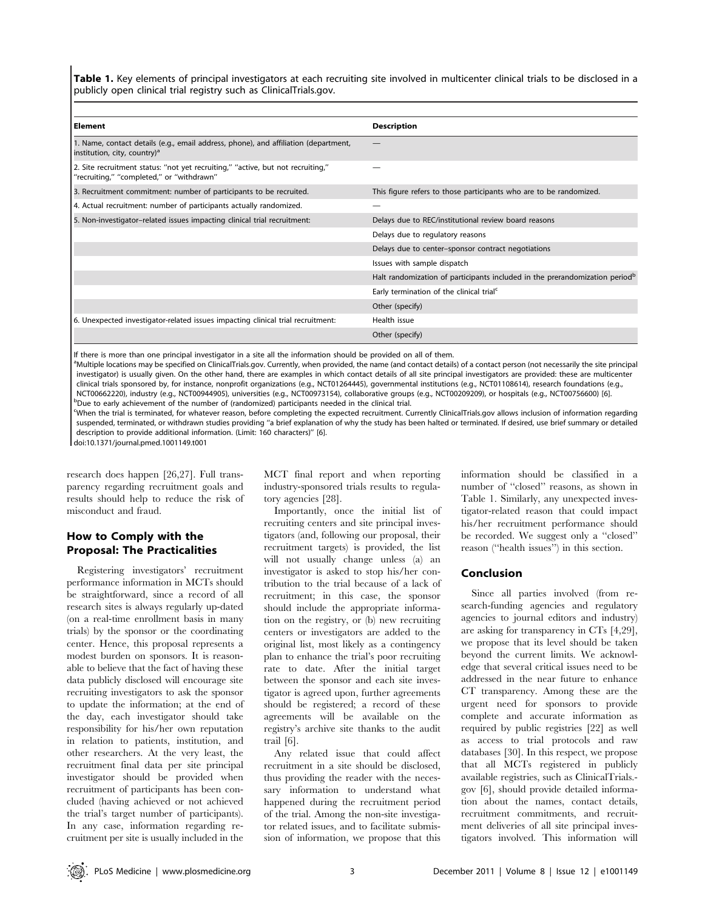**Table 1.** Key elements of principal investigators at each recruiting site involved in multicenter clinical trials to be disclosed in a publicly open clinical trial registry such as ClinicalTrials.gov.

| Element | Description |
|---|---|
| 1. Name, contact details (e.g., email address, phone), and affiliation (department, institution, city, country)[a] | — |
| 2. Site recruitment status: "not yet recruiting," "active, but not recruiting," "recruiting," "completed," or "withdrawn" | — |
| 3. Recruitment commitment: number of participants to be recruited. | This figure refers to those participants who are to be randomized. |
| 4. Actual recruitment: number of participants actually randomized. | — |
| 5. Non-investigator–related issues impacting clinical trial recruitment: | Delays due to REC/institutional review board reasons |
| | Delays due to regulatory reasons |
| | Delays due to center–sponsor contract negotiations |
| | Issues with sample dispatch |
| | Halt randomization of participants included in the prerandomization period[b] |
| | Early termination of the clinical trial[c] |
| | Other (specify) |
| 6. Unexpected investigator-related issues impacting clinical trial recruitment: | Health issue |
| | Other (specify) |

If there is more than one principal investigator in a site all the information should be provided on all of them.

[a]Multiple locations may be specified on ClinicalTrials.gov. Currently, when provided, the name (and contact details) of a contact person (not necessarily the site principal investigator) is usually given. On the other hand, there are examples in which contact details of all site principal investigators are provided: these are multicenter clinical trials sponsored by, for instance, nonprofit organizations (e.g., NCT01264445), governmental institutions (e.g., NCT01108614), research foundations (e.g., NCT00662220), industry (e.g., NCT00944905), universities (e.g., NCT00973154), collaborative groups (e.g., NCT00209209), or hospitals (e.g., NCT00756600) [6].

[b]Due to early achievement of the number of (randomized) participants needed in the clinical trial.

[c]When the trial is terminated, for whatever reason, before completing the expected recruitment. Currently ClinicalTrials.gov allows inclusion of information regarding suspended, terminated, or withdrawn studies providing "a brief explanation of why the study has been halted or terminated. If desired, use brief summary or detailed description to provide additional information. (Limit: 160 characters)" [6].

doi:10.1371/journal.pmed.1001149.t001

research does happen [26,27]. Full transparency regarding recruitment goals and results should help to reduce the risk of misconduct and fraud.

## How to Comply with the Proposal: The Practicalities

Registering investigators' recruitment performance information in MCTs should be straightforward, since a record of all research sites is always regularly up-dated (on a real-time enrollment basis in many trials) by the sponsor or the coordinating center. Hence, this proposal represents a modest burden on sponsors. It is reasonable to believe that the fact of having these data publicly disclosed will encourage site recruiting investigators to ask the sponsor to update the information; at the end of the day, each investigator should take responsibility for his/her own reputation in relation to patients, institution, and other researchers. At the very least, the recruitment final data per site principal investigator should be provided when recruitment of participants has been concluded (having achieved or not achieved the trial's target number of participants). In any case, information regarding recruitment per site is usually included in the MCT final report and when reporting industry-sponsored trials results to regulatory agencies [28].

Importantly, once the initial list of recruiting centers and site principal investigators (and, following our proposal, their recruitment targets) is provided, the list will not usually change unless (a) an investigator is asked to stop his/her contribution to the trial because of a lack of recruitment; in this case, the sponsor should include the appropriate information on the registry, or (b) new recruiting centers or investigators are added to the original list, most likely as a contingency plan to enhance the trial's poor recruiting rate to date. After the initial target between the sponsor and each site investigator is agreed upon, further agreements should be registered; a record of these agreements will be available on the registry's archive site thanks to the audit trail [6].

Any related issue that could affect recruitment in a site should be disclosed, thus providing the reader with the necessary information to understand what happened during the recruitment period of the trial. Among the non-site investigator related issues, and to facilitate submission of information, we propose that this information should be classified in a number of "closed" reasons, as shown in Table 1. Similarly, any unexpected investigator-related reason that could impact his/her recruitment performance should be recorded. We suggest only a "closed" reason ("health issues") in this section.

## Conclusion

Since all parties involved (from research-funding agencies and regulatory agencies to journal editors and industry) are asking for transparency in CTs [4,29], we propose that its level should be taken beyond the current limits. We acknowledge that several critical issues need to be addressed in the near future to enhance CT transparency. Among these are the urgent need for sponsors to provide complete and accurate information as required by public registries [22] as well as access to trial protocols and raw databases [30]. In this respect, we propose that all MCTs registered in publicly available registries, such as ClinicalTrials.gov [6], should provide detailed information about the names, contact details, recruitment commitments, and recruitment deliveries of all site principal investigators involved. This information will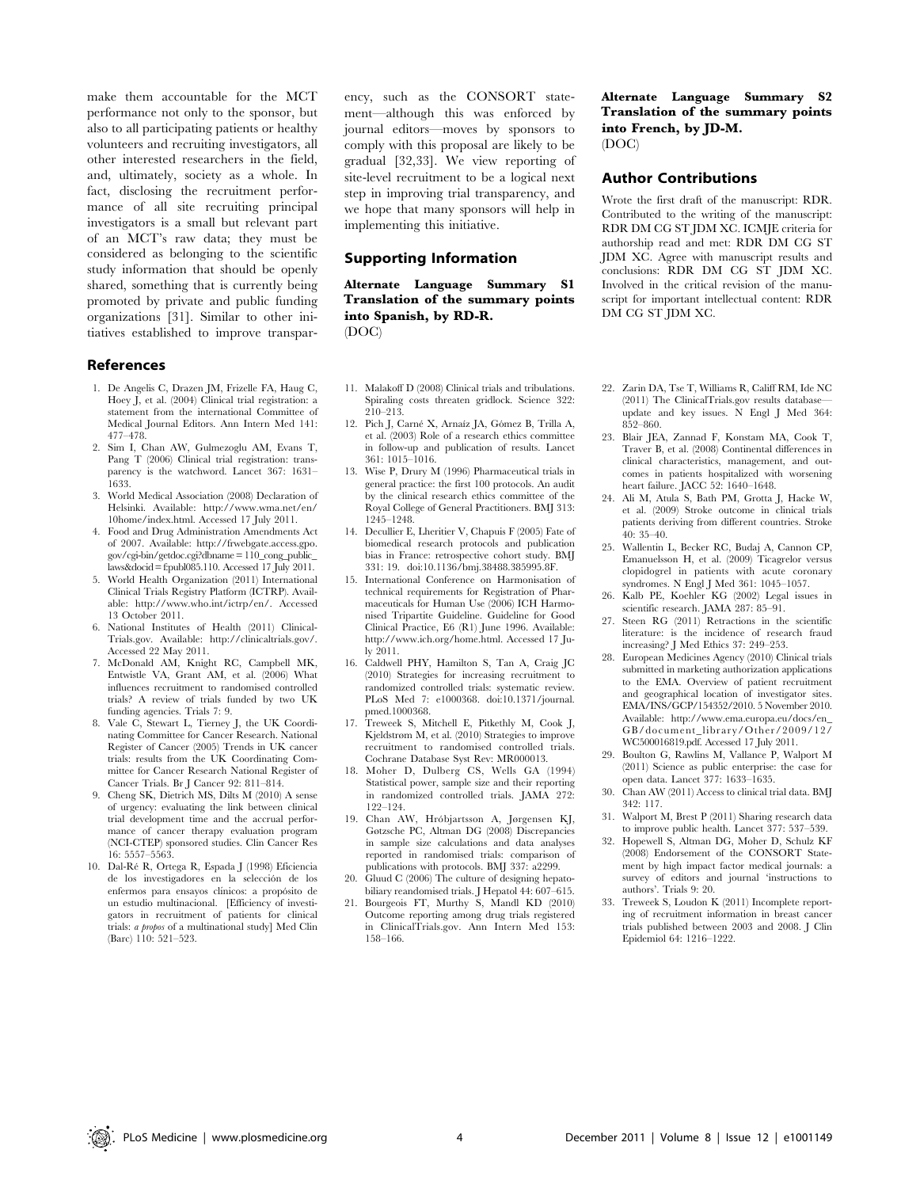make them accountable for the MCT performance not only to the sponsor, but also to all participating patients or healthy volunteers and recruiting investigators, all other interested researchers in the field, and, ultimately, society as a whole. In fact, disclosing the recruitment performance of all site recruiting principal investigators is a small but relevant part of an MCT's raw data; they must be considered as belonging to the scientific study information that should be openly shared, something that is currently being promoted by private and public funding organizations [31]. Similar to other initiatives established to improve transparency, such as the CONSORT statement—although this was enforced by journal editors—moves by sponsors to comply with this proposal are likely to be gradual [32,33]. We view reporting of site-level recruitment to be a logical next step in improving trial transparency, and we hope that many sponsors will help in implementing this initiative.

## Supporting Information

**Alternate Language Summary S1 Translation of the summary points into Spanish, by RD-R.**
(DOC)

**Alternate Language Summary S2 Translation of the summary points into French, by JD-M.**
(DOC)

## Author Contributions

Wrote the first draft of the manuscript: RDR. Contributed to the writing of the manuscript: RDR DM CG ST JDM XC. ICMJE criteria for authorship read and met: RDR DM CG ST JDM XC. Agree with manuscript results and conclusions: RDR DM CG ST JDM XC. Involved in the critical revision of the manuscript for important intellectual content: RDR DM CG ST JDM XC.

## References

1. De Angelis C, Drazen JM, Frizelle FA, Haug C, Hoey J, et al. (2004) Clinical trial registration: a statement from the international Committee of Medical Journal Editors. Ann Intern Med 141: 477–478.
2. Sim I, Chan AW, Gulmezoglu AM, Evans T, Pang T (2006) Clinical trial registration: transparency is the watchword. Lancet 367: 1631–1633.
3. World Medical Association (2008) Declaration of Helsinki. Available: http://www.wma.net/en/10home/index.html. Accessed 17 July 2011.
4. Food and Drug Administration Amendments Act of 2007. Available: http://frwebgate.access.gpo.gov/cgi-bin/getdoc.cgi?dbname=110_cong_public_laws&docid=f:publ085.110. Accessed 17 July 2011.
5. World Health Organization (2011) International Clinical Trials Registry Platform (ICTRP). Available: http://www.who.int/ictrp/en/. Accessed 13 October 2011.
6. National Institutes of Health (2011) ClinicalTrials.gov. Available: http://clinicaltrials.gov/. Accessed 22 May 2011.
7. McDonald AM, Knight RC, Campbell MK, Entwistle VA, Grant AM, et al. (2006) What influences recruitment to randomised controlled trials? A review of trials funded by two UK funding agencies. Trials 7: 9.
8. Vale C, Stewart L, Tierney J, the UK Coordinating Committee for Cancer Research. National Register of Cancer (2005) Trends in UK cancer trials: results from the UK Coordinating Committee for Cancer Research National Register of Cancer Trials. Br J Cancer 92: 811–814.
9. Cheng SK, Dietrich MS, Dilts M (2010) A sense of urgency: evaluating the link between clinical trial development time and the accrual performance of cancer therapy evaluation program (NCI-CTEP) sponsored studies. Clin Cancer Res 16: 5557–5563.
10. Dal-Ré R, Ortega R, Espada J (1998) Eficiencia de los investigadores en la selección de los enfermos para ensayos clínicos: a propósito de un estudio multinacional. [Efficiency of investigators in recruitment of patients for clinical trials: *a propos* of a multinational study] Med Clin (Barc) 110: 521–523.
11. Malakoff D (2008) Clinical trials and tribulations. Spiraling costs threaten gridlock. Science 322: 210–213.
12. Pich J, Carné X, Arnaiz JA, Gómez B, Trilla A, et al. (2003) Role of a research ethics committee in follow-up and publication of results. Lancet 361: 1015–1016.
13. Wise P, Drury M (1996) Pharmaceutical trials in general practice: the first 100 protocols. An audit by the clinical research ethics committee of the Royal College of General Practitioners. BMJ 313: 1245–1248.
14. Decullier E, Lheritier V, Chapuis F (2005) Fate of biomedical research protocols and publication bias in France: retrospective cohort study. BMJ 331: 19. doi:10.1136/bmj.38488.385995.8F.
15. International Conference on Harmonisation of technical requirements for Registration of Pharmaceuticals for Human Use (2006) ICH Harmonised Tripartite Guideline. Guideline for Good Clinical Practice, E6 (R1) June 1996. Available: http://www.ich.org/home.html. Accessed 17 July 2011.
16. Caldwell PHY, Hamilton S, Tan A, Craig JC (2010) Strategies for increasing recruitment to randomized controlled trials: systematic review. PLoS Med 7: e1000368. doi:10.1371/journal.pmed.1000368.
17. Treweek S, Mitchell E, Pitkethly M, Cook J, Kjeldstrøm M, et al. (2010) Strategies to improve recruitment to randomised controlled trials. Cochrane Database Syst Rev: MR000013.
18. Moher D, Dulberg CS, Wells GA (1994) Statistical power, sample size and their reporting in randomized controlled trials. JAMA 272: 122–124.
19. Chan AW, Hróbjartsson A, Jørgensen KJ, Gøtzsche PC, Altman DG (2008) Discrepancies in sample size calculations and data analyses reported in randomised trials: comparison of publications with protocols. BMJ 337: a2299.
20. Gluud C (2006) The culture of designing hepatobiliary reandomised trials. J Hepatol 44: 607–615.
21. Bourgeois FT, Murthy S, Mandl KD (2010) Outcome reporting among drug trials registered in ClinicalTrials.gov. Ann Intern Med 153: 158–166.
22. Zarin DA, Tse T, Williams R, Califf RM, Ide NC (2011) The ClinicalTrials.gov results database—update and key issues. N Engl J Med 364: 852–860.
23. Blair JEA, Zannad F, Konstam MA, Cook T, Traver B, et al. (2008) Continental differences in clinical characteristics, management, and outcomes in patients hospitalized with worsening heart failure. JACC 52: 1640–1648.
24. Ali M, Atula S, Bath PM, Grotta J, Hacke W, et al. (2009) Stroke outcome in clinical trials patients deriving from different countries. Stroke 40: 35–40.
25. Wallentin L, Becker RC, Budaj A, Cannon CP, Emanuelsson H, et al. (2009) Ticagrelor versus clopidogrel in patients with acute coronary syndromes. N Engl J Med 361: 1045–1057.
26. Kalb PE, Koehler KG (2002) Legal issues in scientific research. JAMA 287: 85–91.
27. Steen RG (2011) Retractions in the scientific literature: is the incidence of research fraud increasing? J Med Ethics 37: 249–253.
28. European Medicines Agency (2010) Clinical trials submitted in marketing authorization applications to the EMA. Overview of patient recruitment and geographical location of investigator sites. EMA/INS/GCP/154352/2010. 5 November 2010. Available: http://www.ema.europa.eu/docs/en_GB/document_library/Other/2009/12/WC500016819.pdf. Accessed 17 July 2011.
29. Boulton G, Rawlins M, Vallance P, Walport M (2011) Science as public enterprise: the case for open data. Lancet 377: 1633–1635.
30. Chan AW (2011) Access to clinical trial data. BMJ 342: 117.
31. Walport M, Brest P (2011) Sharing research data to improve public health. Lancet 377: 537–539.
32. Hopewell S, Altman DG, Moher D, Schulz KF (2008) Endorsement of the CONSORT Statement by high impact factor medical journals: a survey of editors and journal 'instructions to authors'. Trials 9: 20.
33. Treweek S, Loudon K (2011) Incomplete reporting of recruitment information in breast cancer trials published between 2003 and 2008. J Clin Epidemiol 64: 1216–1222.